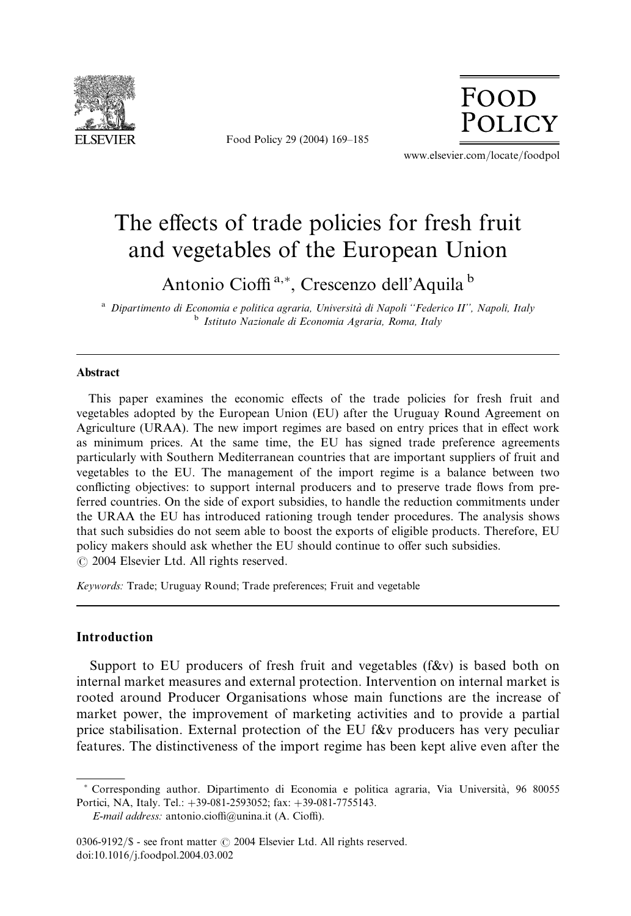# The effects of trade policies for fresh fruit and vegetables of the European Union

Antonio Cioffi [a,*], Crescenzo dell'Aquila [b]

[a] Dipartimento di Economia e politica agraria, Università di Napoli "Federico II", Napoli, Italy
[b] Istituto Nazionale di Economia Agraria, Roma, Italy

## Abstract

This paper examines the economic effects of the trade policies for fresh fruit and vegetables adopted by the European Union (EU) after the Uruguay Round Agreement on Agriculture (URAA). The new import regimes are based on entry prices that in effect work as minimum prices. At the same time, the EU has signed trade preference agreements particularly with Southern Mediterranean countries that are important suppliers of fruit and vegetables to the EU. The management of the import regime is a balance between two conflicting objectives: to support internal producers and to preserve trade flows from preferred countries. On the side of export subsidies, to handle the reduction commitments under the URAA the EU has introduced rationing trough tender procedures. The analysis shows that such subsidies do not seem able to boost the exports of eligible products. Therefore, EU policy makers should ask whether the EU should continue to offer such subsidies.
© 2004 Elsevier Ltd. All rights reserved.

*Keywords:* Trade; Uruguay Round; Trade preferences; Fruit and vegetable

## Introduction

Support to EU producers of fresh fruit and vegetables (f&v) is based both on internal market measures and external protection. Intervention on internal market is rooted around Producer Organisations whose main functions are the increase of market power, the improvement of marketing activities and to provide a partial price stabilisation. External protection of the EU f&v producers has very peculiar features. The distinctiveness of the import regime has been kept alive even after the

---

\* Corresponding author. Dipartimento di Economia e politica agraria, Via Università, 96 80055 Portici, NA, Italy. Tel.: +39-081-2593052; fax: +39-081-7755143.
*E-mail address:* antonio.cioffi@unina.it (A. Cioffi).

0306-9192/$ - see front matter © 2004 Elsevier Ltd. All rights reserved.
doi:10.1016/j.foodpol.2004.03.002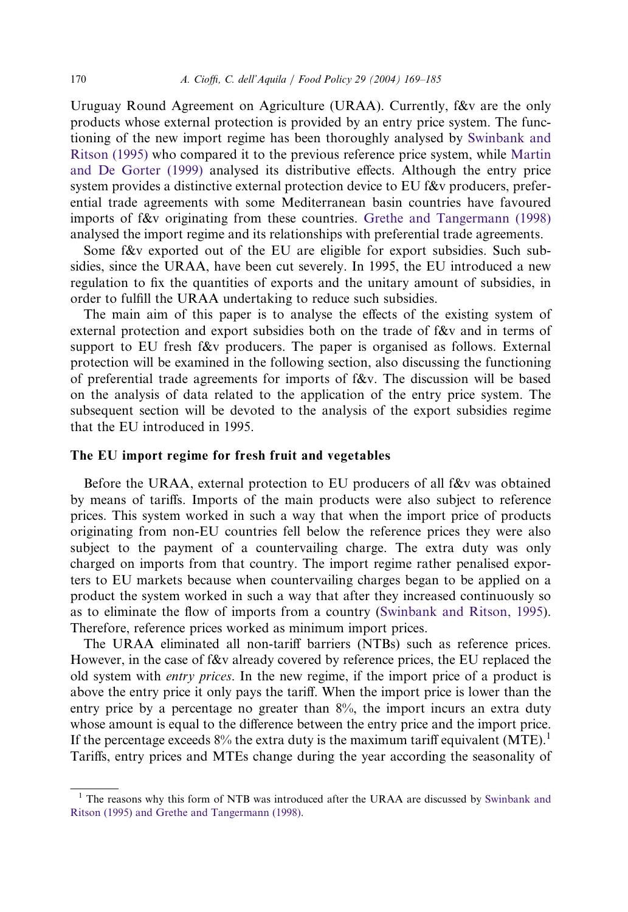Uruguay Round Agreement on Agriculture (URAA). Currently, f&v are the only products whose external protection is provided by an entry price system. The functioning of the new import regime has been thoroughly analysed by Swinbank and Ritson (1995) who compared it to the previous reference price system, while Martin and De Gorter (1999) analysed its distributive effects. Although the entry price system provides a distinctive external protection device to EU f&v producers, preferential trade agreements with some Mediterranean basin countries have favoured imports of f&v originating from these countries. Grethe and Tangermann (1998) analysed the import regime and its relationships with preferential trade agreements.

Some f&v exported out of the EU are eligible for export subsidies. Such subsidies, since the URAA, have been cut severely. In 1995, the EU introduced a new regulation to fix the quantities of exports and the unitary amount of subsidies, in order to fulfill the URAA undertaking to reduce such subsidies.

The main aim of this paper is to analyse the effects of the existing system of external protection and export subsidies both on the trade of f&v and in terms of support to EU fresh f&v producers. The paper is organised as follows. External protection will be examined in the following section, also discussing the functioning of preferential trade agreements for imports of f&v. The discussion will be based on the analysis of data related to the application of the entry price system. The subsequent section will be devoted to the analysis of the export subsidies regime that the EU introduced in 1995.

## The EU import regime for fresh fruit and vegetables

Before the URAA, external protection to EU producers of all f&v was obtained by means of tariffs. Imports of the main products were also subject to reference prices. This system worked in such a way that when the import price of products originating from non-EU countries fell below the reference prices they were also subject to the payment of a countervailing charge. The extra duty was only charged on imports from that country. The import regime rather penalised exporters to EU markets because when countervailing charges began to be applied on a product the system worked in such a way that after they increased continuously so as to eliminate the flow of imports from a country (Swinbank and Ritson, 1995). Therefore, reference prices worked as minimum import prices.

The URAA eliminated all non-tariff barriers (NTBs) such as reference prices. However, in the case of f&v already covered by reference prices, the EU replaced the old system with *entry prices*. In the new regime, if the import price of a product is above the entry price it only pays the tariff. When the import price is lower than the entry price by a percentage no greater than 8%, the import incurs an extra duty whose amount is equal to the difference between the entry price and the import price. If the percentage exceeds 8% the extra duty is the maximum tariff equivalent (MTE).[1] Tariffs, entry prices and MTEs change during the year according the seasonality of

[1] The reasons why this form of NTB was introduced after the URAA are discussed by Swinbank and Ritson (1995) and Grethe and Tangermann (1998).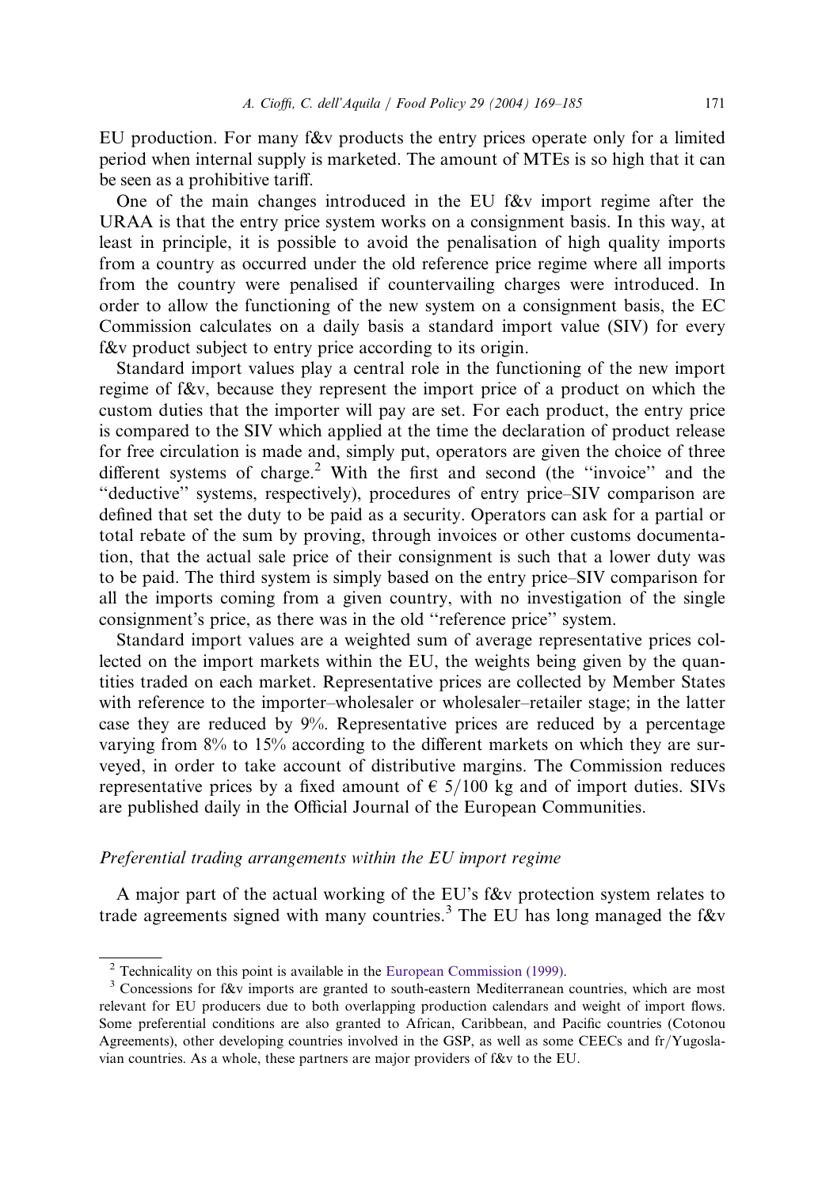EU production. For many f&v products the entry prices operate only for a limited period when internal supply is marketed. The amount of MTEs is so high that it can be seen as a prohibitive tariff.

One of the main changes introduced in the EU f&v import regime after the URAA is that the entry price system works on a consignment basis. In this way, at least in principle, it is possible to avoid the penalisation of high quality imports from a country as occurred under the old reference price regime where all imports from the country were penalised if countervailing charges were introduced. In order to allow the functioning of the new system on a consignment basis, the EC Commission calculates on a daily basis a standard import value (SIV) for every f&v product subject to entry price according to its origin.

Standard import values play a central role in the functioning of the new import regime of f&v, because they represent the import price of a product on which the custom duties that the importer will pay are set. For each product, the entry price is compared to the SIV which applied at the time the declaration of product release for free circulation is made and, simply put, operators are given the choice of three different systems of charge.[2] With the first and second (the "invoice" and the "deductive" systems, respectively), procedures of entry price–SIV comparison are defined that set the duty to be paid as a security. Operators can ask for a partial or total rebate of the sum by proving, through invoices or other customs documentation, that the actual sale price of their consignment is such that a lower duty was to be paid. The third system is simply based on the entry price–SIV comparison for all the imports coming from a given country, with no investigation of the single consignment's price, as there was in the old "reference price" system.

Standard import values are a weighted sum of average representative prices collected on the import markets within the EU, the weights being given by the quantities traded on each market. Representative prices are collected by Member States with reference to the importer–wholesaler or wholesaler–retailer stage; in the latter case they are reduced by 9%. Representative prices are reduced by a percentage varying from 8% to 15% according to the different markets on which they are surveyed, in order to take account of distributive margins. The Commission reduces representative prices by a fixed amount of € 5/100 kg and of import duties. SIVs are published daily in the Official Journal of the European Communities.

### *Preferential trading arrangements within the EU import regime*

A major part of the actual working of the EU's f&v protection system relates to trade agreements signed with many countries.[3] The EU has long managed the f&v

---

[2] Technicality on this point is available in the European Commission (1999).

[3] Concessions for f&v imports are granted to south-eastern Mediterranean countries, which are most relevant for EU producers due to both overlapping production calendars and weight of import flows. Some preferential conditions are also granted to African, Caribbean, and Pacific countries (Cotonou Agreements), other developing countries involved in the GSP, as well as some CEECs and fr/Yugoslavian countries. As a whole, these partners are major providers of f&v to the EU.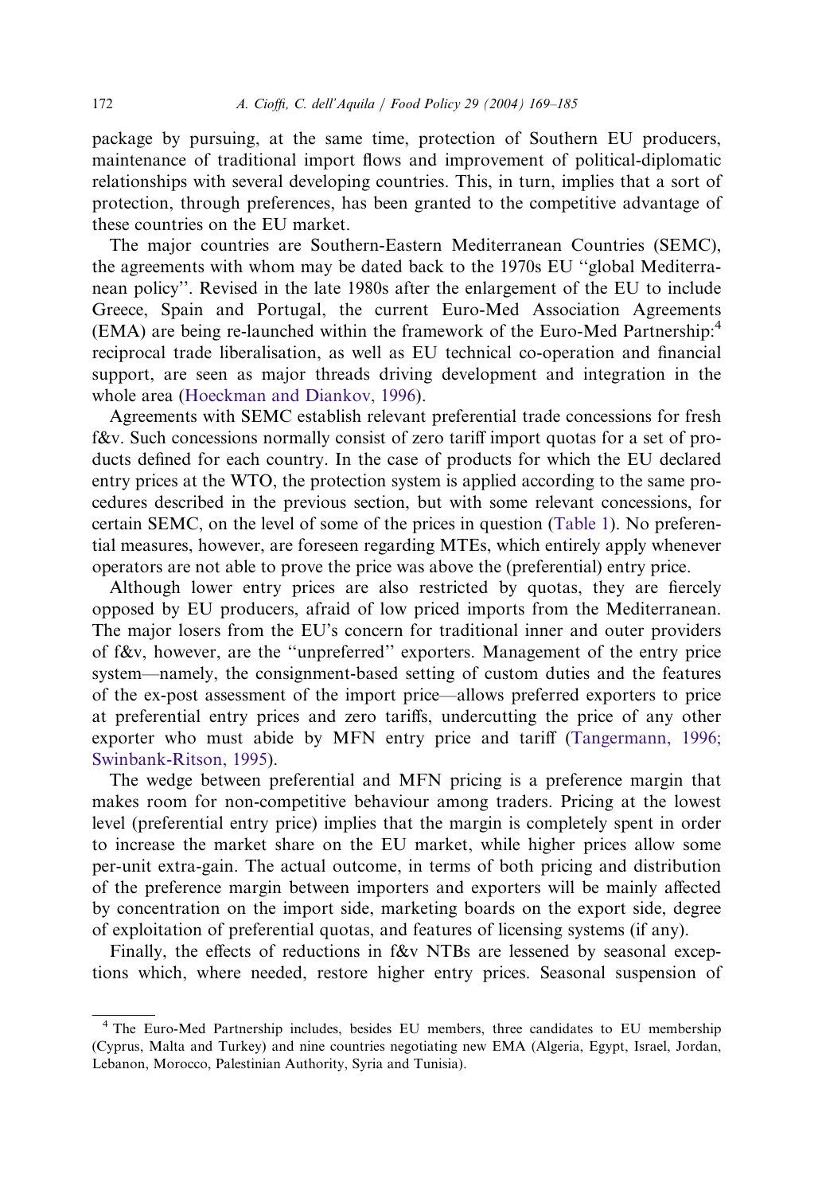package by pursuing, at the same time, protection of Southern EU producers, maintenance of traditional import flows and improvement of political-diplomatic relationships with several developing countries. This, in turn, implies that a sort of protection, through preferences, has been granted to the competitive advantage of these countries on the EU market.

The major countries are Southern-Eastern Mediterranean Countries (SEMC), the agreements with whom may be dated back to the 1970s EU ''global Mediterranean policy''. Revised in the late 1980s after the enlargement of the EU to include Greece, Spain and Portugal, the current Euro-Med Association Agreements (EMA) are being re-launched within the framework of the Euro-Med Partnership:[4] reciprocal trade liberalisation, as well as EU technical co-operation and financial support, are seen as major threads driving development and integration in the whole area (Hoeckman and Diankov, 1996).

Agreements with SEMC establish relevant preferential trade concessions for fresh f&v. Such concessions normally consist of zero tariff import quotas for a set of products defined for each country. In the case of products for which the EU declared entry prices at the WTO, the protection system is applied according to the same procedures described in the previous section, but with some relevant concessions, for certain SEMC, on the level of some of the prices in question (Table 1). No preferential measures, however, are foreseen regarding MTEs, which entirely apply whenever operators are not able to prove the price was above the (preferential) entry price.

Although lower entry prices are also restricted by quotas, they are fiercely opposed by EU producers, afraid of low priced imports from the Mediterranean. The major losers from the EU's concern for traditional inner and outer providers of f&v, however, are the ''unpreferred'' exporters. Management of the entry price system—namely, the consignment-based setting of custom duties and the features of the ex-post assessment of the import price—allows preferred exporters to price at preferential entry prices and zero tariffs, undercutting the price of any other exporter who must abide by MFN entry price and tariff (Tangermann, 1996; Swinbank-Ritson, 1995).

The wedge between preferential and MFN pricing is a preference margin that makes room for non-competitive behaviour among traders. Pricing at the lowest level (preferential entry price) implies that the margin is completely spent in order to increase the market share on the EU market, while higher prices allow some per-unit extra-gain. The actual outcome, in terms of both pricing and distribution of the preference margin between importers and exporters will be mainly affected by concentration on the import side, marketing boards on the export side, degree of exploitation of preferential quotas, and features of licensing systems (if any).

Finally, the effects of reductions in f&v NTBs are lessened by seasonal exceptions which, where needed, restore higher entry prices. Seasonal suspension of

[4] The Euro-Med Partnership includes, besides EU members, three candidates to EU membership (Cyprus, Malta and Turkey) and nine countries negotiating new EMA (Algeria, Egypt, Israel, Jordan, Lebanon, Morocco, Palestinian Authority, Syria and Tunisia).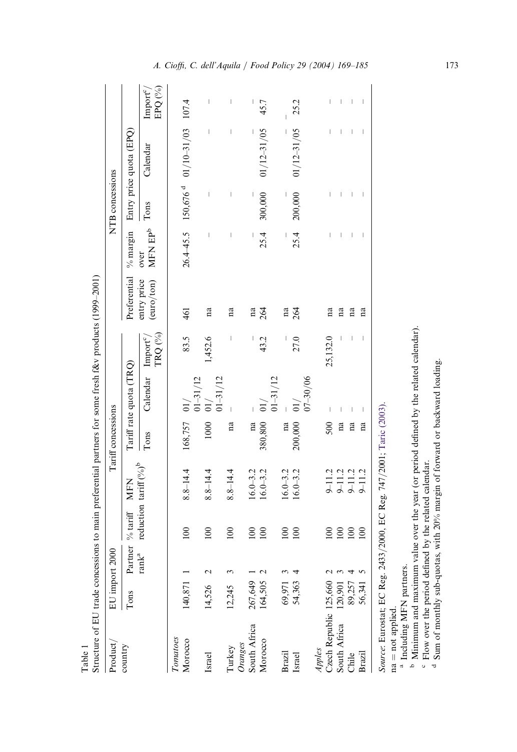Table 1

Structure of EU trade concessions to main preferential partners for some fresh f&v products (1999–2001)

| Product/ country | EU import 2000 | | Tariff concessions | | | | | | NTB concessions | | | | |
|---|---|---|---|---|---|---|---|---|---|---|---|---|---|
| | | | | | Tariff rate quota (TRQ) | | | | | | Entry price quota (EPQ) | | |
| | Tons | Partner rank[a] | % tariff reduction | MFN tariff (%)[b] | Tons | Calendar | Import[c]/ TRQ (%) | Preferential entry price (euro/ton) | % margin over MFN EP[b] | Tons | Calendar | Import[c]/ EPQ (%) |
| *Tomatoes* | | | | | | | | | | | | |
| Morocco | 140,871 | 1 | 100 | 8.8–14.4 | 168,757 | 01/ 01–31/12 | 83.5 | 461 | 26.4–45.5 | 150,676 [d] | 01/10–31/03 | 107.4 |
| Israel | 14,526 | 2 | 100 | 8.8–14.4 | 1000 | 01/ 01–31/12 | 1,452.6 | na | – | – | – | – |
| Turkey | 12,245 | 3 | 100 | 8.8–14.4 | na | – | – | na | – | – | – | – |
| *Oranges* | | | | | | | | | | | | |
| South Africa | 267,649 | 1 | 100 | 16.0–3.2 | na | – | – | na | – | – | – | – |
| Morocco | 164,505 | 2 | 100 | 16.0–3.2 | 380,800 | 01/ 01–31/12 | 43.2 | 264 | 25.4 | 300,000 | 01/12–31/05 | 45.7 |
| Brazil | 69,971 | 3 | 100 | 16.0–3.2 | na | – | – | na | – | – | – | – |
| Israel | 54,363 | 4 | 100 | 16.0–3.2 | 200,000 | 01/ 07–30/06 | 27.0 | 264 | 25.4 | 200,000 | 01/12–31/05 | 25.2 |
| *Apples* | | | | | | | | | | | | |
| Czech Republic | 125,660 | 2 | 100 | 9–11.2 | 500 | – | 25,132.0 | na | – | – | – | – |
| South Africa | 120,901 | 3 | 100 | 9–11.2 | na | – | – | na | – | – | – | – |
| Chile | 89,257 | 4 | 100 | 9–11.2 | na | – | – | na | – | – | – | – |
| Brazil | 56,341 | 5 | 100 | 9–11.2 | na | – | – | na | – | – | – | – |

*Source*: Eurostat; EC Reg. 2433/2000, EC Reg. 747/2001; Taric (2003).

na = not applied.

[a] Including MFN partners.

[b] Minimum and maximum value over the year (or period defined by the related calendar).

[c] Flow over the period defined by the related calendar.

[d] Sum of monthly sub-quotas, with 20% margin of forward or backward loading.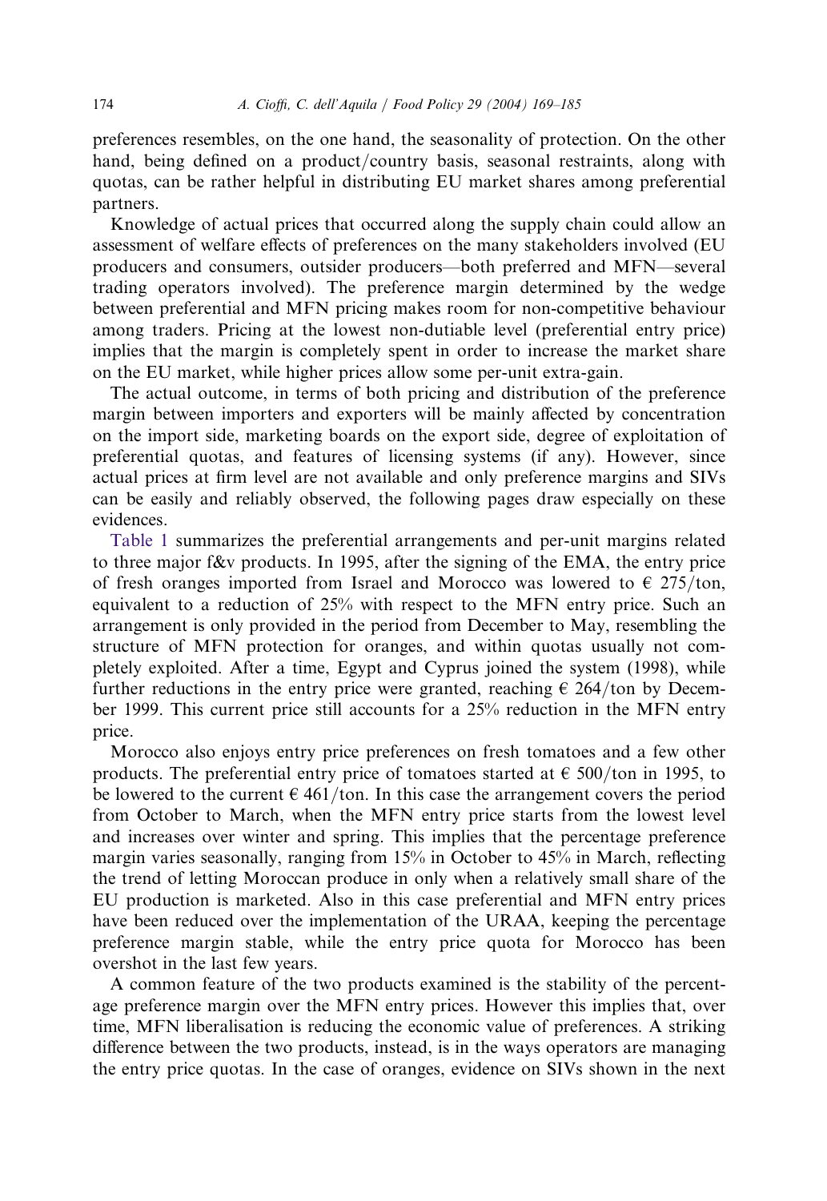preferences resembles, on the one hand, the seasonality of protection. On the other hand, being defined on a product/country basis, seasonal restraints, along with quotas, can be rather helpful in distributing EU market shares among preferential partners.

Knowledge of actual prices that occurred along the supply chain could allow an assessment of welfare effects of preferences on the many stakeholders involved (EU producers and consumers, outsider producers—both preferred and MFN—several trading operators involved). The preference margin determined by the wedge between preferential and MFN pricing makes room for non-competitive behaviour among traders. Pricing at the lowest non-dutiable level (preferential entry price) implies that the margin is completely spent in order to increase the market share on the EU market, while higher prices allow some per-unit extra-gain.

The actual outcome, in terms of both pricing and distribution of the preference margin between importers and exporters will be mainly affected by concentration on the import side, marketing boards on the export side, degree of exploitation of preferential quotas, and features of licensing systems (if any). However, since actual prices at firm level are not available and only preference margins and SIVs can be easily and reliably observed, the following pages draw especially on these evidences.

Table 1 summarizes the preferential arrangements and per-unit margins related to three major f&v products. In 1995, after the signing of the EMA, the entry price of fresh oranges imported from Israel and Morocco was lowered to € 275/ton, equivalent to a reduction of 25% with respect to the MFN entry price. Such an arrangement is only provided in the period from December to May, resembling the structure of MFN protection for oranges, and within quotas usually not completely exploited. After a time, Egypt and Cyprus joined the system (1998), while further reductions in the entry price were granted, reaching € 264/ton by December 1999. This current price still accounts for a 25% reduction in the MFN entry price.

Morocco also enjoys entry price preferences on fresh tomatoes and a few other products. The preferential entry price of tomatoes started at € 500/ton in 1995, to be lowered to the current € 461/ton. In this case the arrangement covers the period from October to March, when the MFN entry price starts from the lowest level and increases over winter and spring. This implies that the percentage preference margin varies seasonally, ranging from 15% in October to 45% in March, reflecting the trend of letting Moroccan produce in only when a relatively small share of the EU production is marketed. Also in this case preferential and MFN entry prices have been reduced over the implementation of the URAA, keeping the percentage preference margin stable, while the entry price quota for Morocco has been overshot in the last few years.

A common feature of the two products examined is the stability of the percentage preference margin over the MFN entry prices. However this implies that, over time, MFN liberalisation is reducing the economic value of preferences. A striking difference between the two products, instead, is in the ways operators are managing the entry price quotas. In the case of oranges, evidence on SIVs shown in the next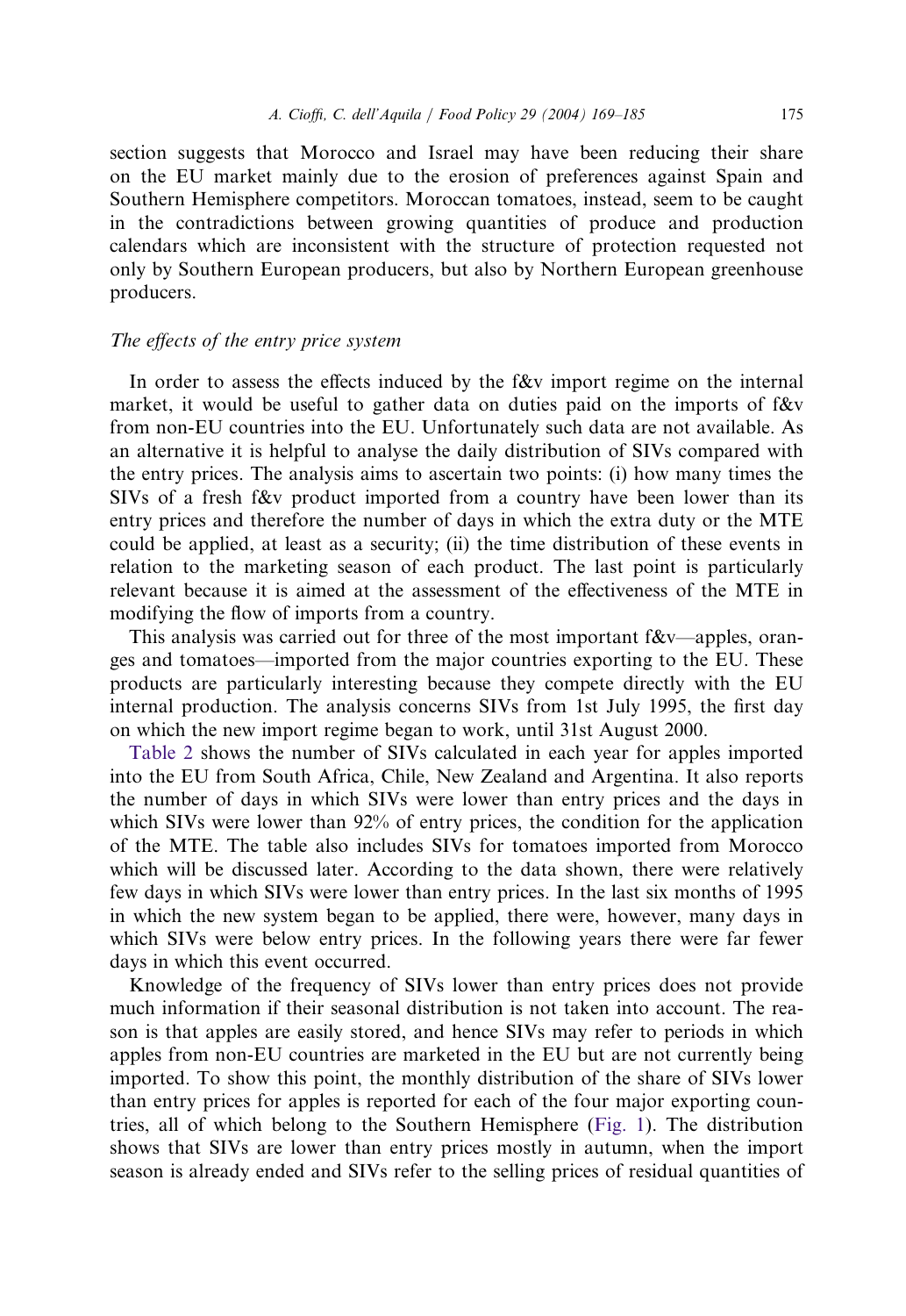section suggests that Morocco and Israel may have been reducing their share on the EU market mainly due to the erosion of preferences against Spain and Southern Hemisphere competitors. Moroccan tomatoes, instead, seem to be caught in the contradictions between growing quantities of produce and production calendars which are inconsistent with the structure of protection requested not only by Southern European producers, but also by Northern European greenhouse producers.

### *The effects of the entry price system*

In order to assess the effects induced by the f&v import regime on the internal market, it would be useful to gather data on duties paid on the imports of f&v from non-EU countries into the EU. Unfortunately such data are not available. As an alternative it is helpful to analyse the daily distribution of SIVs compared with the entry prices. The analysis aims to ascertain two points: (i) how many times the SIVs of a fresh f&v product imported from a country have been lower than its entry prices and therefore the number of days in which the extra duty or the MTE could be applied, at least as a security; (ii) the time distribution of these events in relation to the marketing season of each product. The last point is particularly relevant because it is aimed at the assessment of the effectiveness of the MTE in modifying the flow of imports from a country.

This analysis was carried out for three of the most important f&v—apples, oranges and tomatoes—imported from the major countries exporting to the EU. These products are particularly interesting because they compete directly with the EU internal production. The analysis concerns SIVs from 1st July 1995, the first day on which the new import regime began to work, until 31st August 2000.

Table 2 shows the number of SIVs calculated in each year for apples imported into the EU from South Africa, Chile, New Zealand and Argentina. It also reports the number of days in which SIVs were lower than entry prices and the days in which SIVs were lower than 92% of entry prices, the condition for the application of the MTE. The table also includes SIVs for tomatoes imported from Morocco which will be discussed later. According to the data shown, there were relatively few days in which SIVs were lower than entry prices. In the last six months of 1995 in which the new system began to be applied, there were, however, many days in which SIVs were below entry prices. In the following years there were far fewer days in which this event occurred.

Knowledge of the frequency of SIVs lower than entry prices does not provide much information if their seasonal distribution is not taken into account. The reason is that apples are easily stored, and hence SIVs may refer to periods in which apples from non-EU countries are marketed in the EU but are not currently being imported. To show this point, the monthly distribution of the share of SIVs lower than entry prices for apples is reported for each of the four major exporting countries, all of which belong to the Southern Hemisphere (Fig. 1). The distribution shows that SIVs are lower than entry prices mostly in autumn, when the import season is already ended and SIVs refer to the selling prices of residual quantities of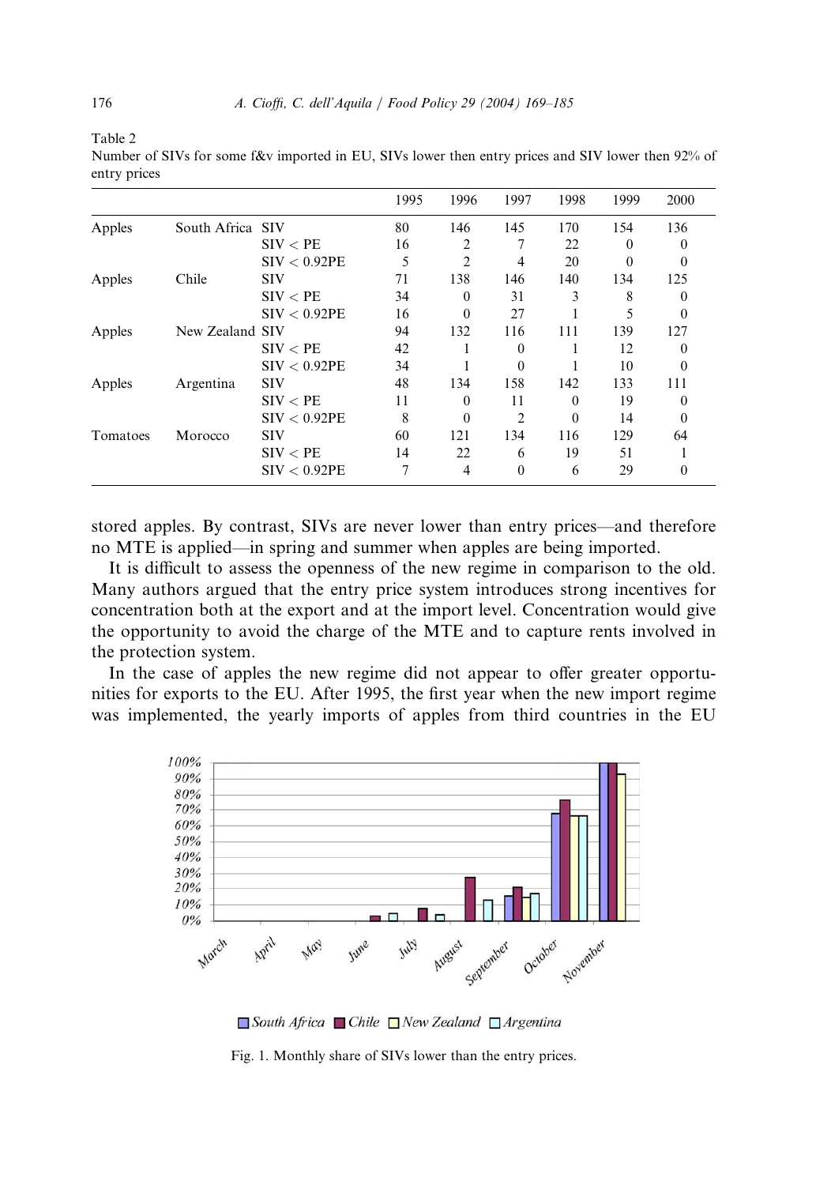Table 2
Number of SIVs for some f&v imported in EU, SIVs lower then entry prices and SIV lower then 92% of entry prices

| | | | 1995 | 1996 | 1997 | 1998 | 1999 | 2000 |
|---|---|---|---|---|---|---|---|---|
| Apples | South Africa | SIV | 80 | 146 | 145 | 170 | 154 | 136 |
| | | SIV < PE | 16 | 2 | 7 | 22 | 0 | 0 |
| | | SIV < 0.92PE | 5 | 2 | 4 | 20 | 0 | 0 |
| Apples | Chile | SIV | 71 | 138 | 146 | 140 | 134 | 125 |
| | | SIV < PE | 34 | 0 | 31 | 3 | 8 | 0 |
| | | SIV < 0.92PE | 16 | 0 | 27 | 1 | 5 | 0 |
| Apples | New Zealand | SIV | 94 | 132 | 116 | 111 | 139 | 127 |
| | | SIV < PE | 42 | 1 | 0 | 1 | 12 | 0 |
| | | SIV < 0.92PE | 34 | 1 | 0 | 1 | 10 | 0 |
| Apples | Argentina | SIV | 48 | 134 | 158 | 142 | 133 | 111 |
| | | SIV < PE | 11 | 0 | 11 | 0 | 19 | 0 |
| | | SIV < 0.92PE | 8 | 0 | 2 | 0 | 14 | 0 |
| Tomatoes | Morocco | SIV | 60 | 121 | 134 | 116 | 129 | 64 |
| | | SIV < PE | 14 | 22 | 6 | 19 | 51 | 1 |
| | | SIV < 0.92PE | 7 | 4 | 0 | 6 | 29 | 0 |

stored apples. By contrast, SIVs are never lower than entry prices—and therefore no MTE is applied—in spring and summer when apples are being imported.

It is difficult to assess the openness of the new regime in comparison to the old. Many authors argued that the entry price system introduces strong incentives for concentration both at the export and at the import level. Concentration would give the opportunity to avoid the charge of the MTE and to capture rents involved in the protection system.

In the case of apples the new regime did not appear to offer greater opportunities for exports to the EU. After 1995, the first year when the new import regime was implemented, the yearly imports of apples from third countries in the EU

Fig. 1. Monthly share of SIVs lower than the entry prices.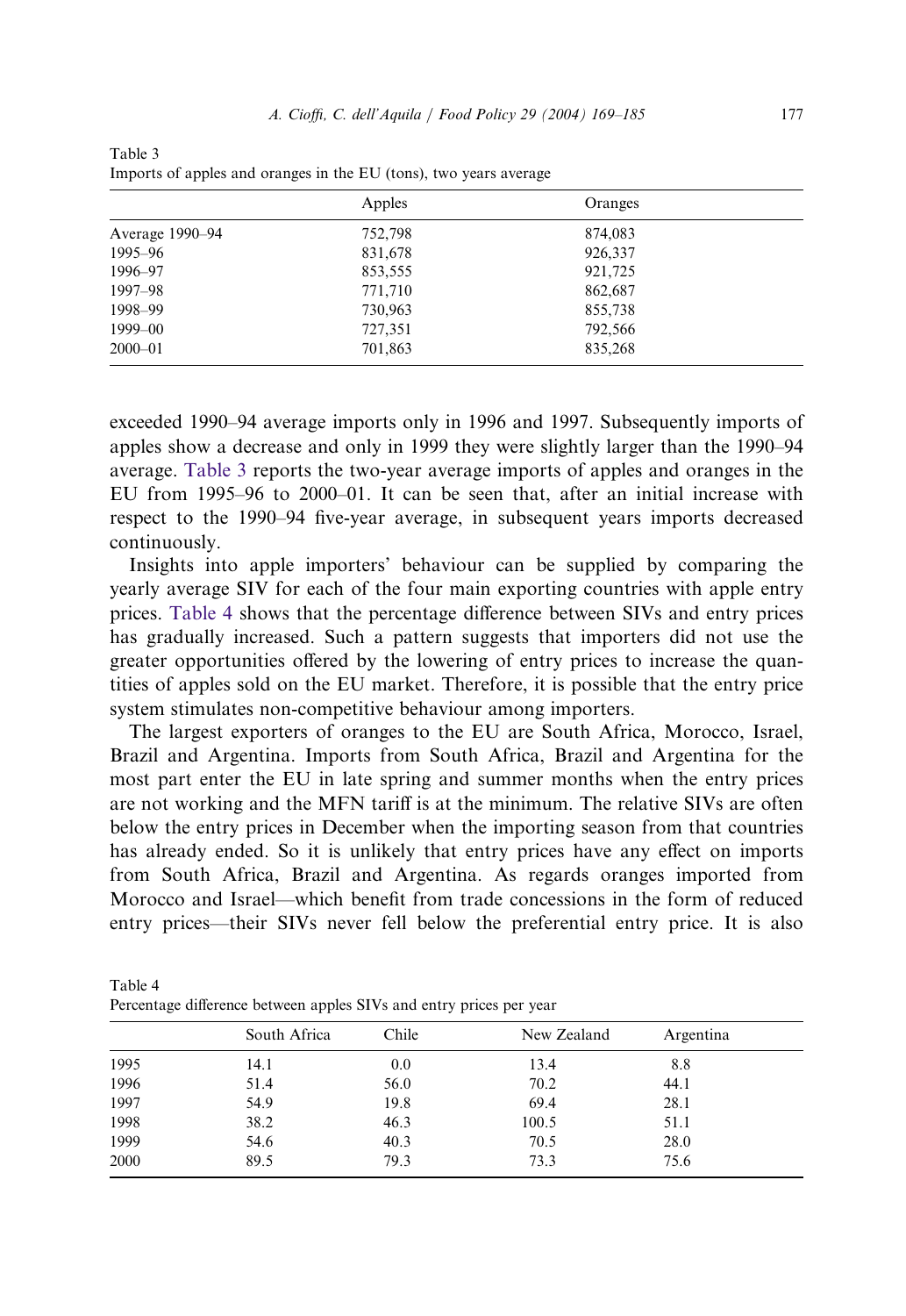Table 3
Imports of apples and oranges in the EU (tons), two years average

| | Apples | Oranges |
|---|---|---|
| Average 1990–94 | 752,798 | 874,083 |
| 1995–96 | 831,678 | 926,337 |
| 1996–97 | 853,555 | 921,725 |
| 1997–98 | 771,710 | 862,687 |
| 1998–99 | 730,963 | 855,738 |
| 1999–00 | 727,351 | 792,566 |
| 2000–01 | 701,863 | 835,268 |

exceeded 1990–94 average imports only in 1996 and 1997. Subsequently imports of apples show a decrease and only in 1999 they were slightly larger than the 1990–94 average. Table 3 reports the two-year average imports of apples and oranges in the EU from 1995–96 to 2000–01. It can be seen that, after an initial increase with respect to the 1990–94 five-year average, in subsequent years imports decreased continuously.

Insights into apple importers' behaviour can be supplied by comparing the yearly average SIV for each of the four main exporting countries with apple entry prices. Table 4 shows that the percentage difference between SIVs and entry prices has gradually increased. Such a pattern suggests that importers did not use the greater opportunities offered by the lowering of entry prices to increase the quantities of apples sold on the EU market. Therefore, it is possible that the entry price system stimulates non-competitive behaviour among importers.

The largest exporters of oranges to the EU are South Africa, Morocco, Israel, Brazil and Argentina. Imports from South Africa, Brazil and Argentina for the most part enter the EU in late spring and summer months when the entry prices are not working and the MFN tariff is at the minimum. The relative SIVs are often below the entry prices in December when the importing season from that countries has already ended. So it is unlikely that entry prices have any effect on imports from South Africa, Brazil and Argentina. As regards oranges imported from Morocco and Israel—which benefit from trade concessions in the form of reduced entry prices—their SIVs never fell below the preferential entry price. It is also

Table 4
Percentage difference between apples SIVs and entry prices per year

| | South Africa | Chile | New Zealand | Argentina |
|---|---|---|---|---|
| 1995 | 14.1 | 0.0 | 13.4 | 8.8 |
| 1996 | 51.4 | 56.0 | 70.2 | 44.1 |
| 1997 | 54.9 | 19.8 | 69.4 | 28.1 |
| 1998 | 38.2 | 46.3 | 100.5 | 51.1 |
| 1999 | 54.6 | 40.3 | 70.5 | 28.0 |
| 2000 | 89.5 | 79.3 | 73.3 | 75.6 |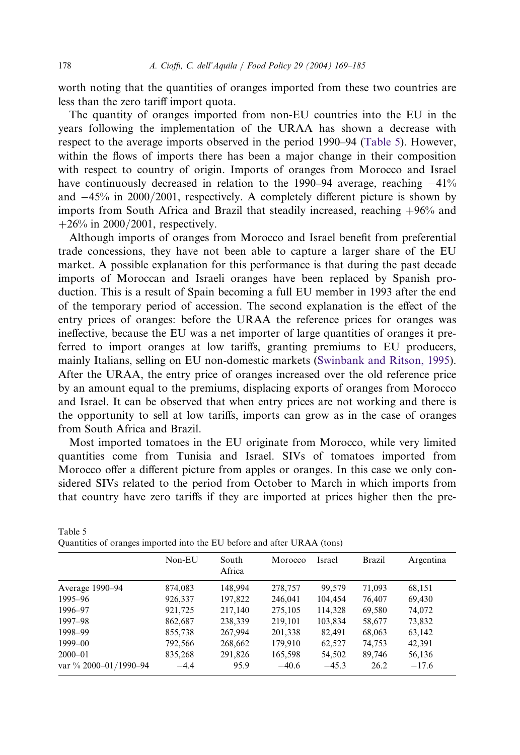worth noting that the quantities of oranges imported from these two countries are less than the zero tariff import quota.

The quantity of oranges imported from non-EU countries into the EU in the years following the implementation of the URAA has shown a decrease with respect to the average imports observed in the period 1990–94 (Table 5). However, within the flows of imports there has been a major change in their composition with respect to country of origin. Imports of oranges from Morocco and Israel have continuously decreased in relation to the 1990–94 average, reaching −41% and −45% in 2000/2001, respectively. A completely different picture is shown by imports from South Africa and Brazil that steadily increased, reaching +96% and +26% in 2000/2001, respectively.

Although imports of oranges from Morocco and Israel benefit from preferential trade concessions, they have not been able to capture a larger share of the EU market. A possible explanation for this performance is that during the past decade imports of Moroccan and Israeli oranges have been replaced by Spanish production. This is a result of Spain becoming a full EU member in 1993 after the end of the temporary period of accession. The second explanation is the effect of the entry prices of oranges: before the URAA the reference prices for oranges was ineffective, because the EU was a net importer of large quantities of oranges it preferred to import oranges at low tariffs, granting premiums to EU producers, mainly Italians, selling on EU non-domestic markets (Swinbank and Ritson, 1995). After the URAA, the entry price of oranges increased over the old reference price by an amount equal to the premiums, displacing exports of oranges from Morocco and Israel. It can be observed that when entry prices are not working and there is the opportunity to sell at low tariffs, imports can grow as in the case of oranges from South Africa and Brazil.

Most imported tomatoes in the EU originate from Morocco, while very limited quantities come from Tunisia and Israel. SIVs of tomatoes imported from Morocco offer a different picture from apples or oranges. In this case we only considered SIVs related to the period from October to March in which imports from that country have zero tariffs if they are imported at prices higher then the pre-

Table 5
Quantities of oranges imported into the EU before and after URAA (tons)

| | Non-EU | South Africa | Morocco | Israel | Brazil | Argentina |
|---|---|---|---|---|---|---|
| Average 1990–94 | 874,083 | 148,994 | 278,757 | 99,579 | 71,093 | 68,151 |
| 1995–96 | 926,337 | 197,822 | 246,041 | 104,454 | 76,407 | 69,430 |
| 1996–97 | 921,725 | 217,140 | 275,105 | 114,328 | 69,580 | 74,072 |
| 1997–98 | 862,687 | 238,339 | 219,101 | 103,834 | 58,677 | 73,832 |
| 1998–99 | 855,738 | 267,994 | 201,338 | 82,491 | 68,063 | 63,142 |
| 1999–00 | 792,566 | 268,662 | 179,910 | 62,527 | 74,753 | 42,391 |
| 2000–01 | 835,268 | 291,826 | 165,598 | 54,502 | 89,746 | 56,136 |
| var % 2000–01/1990–94 | −4.4 | 95.9 | −40.6 | −45.3 | 26.2 | −17.6 |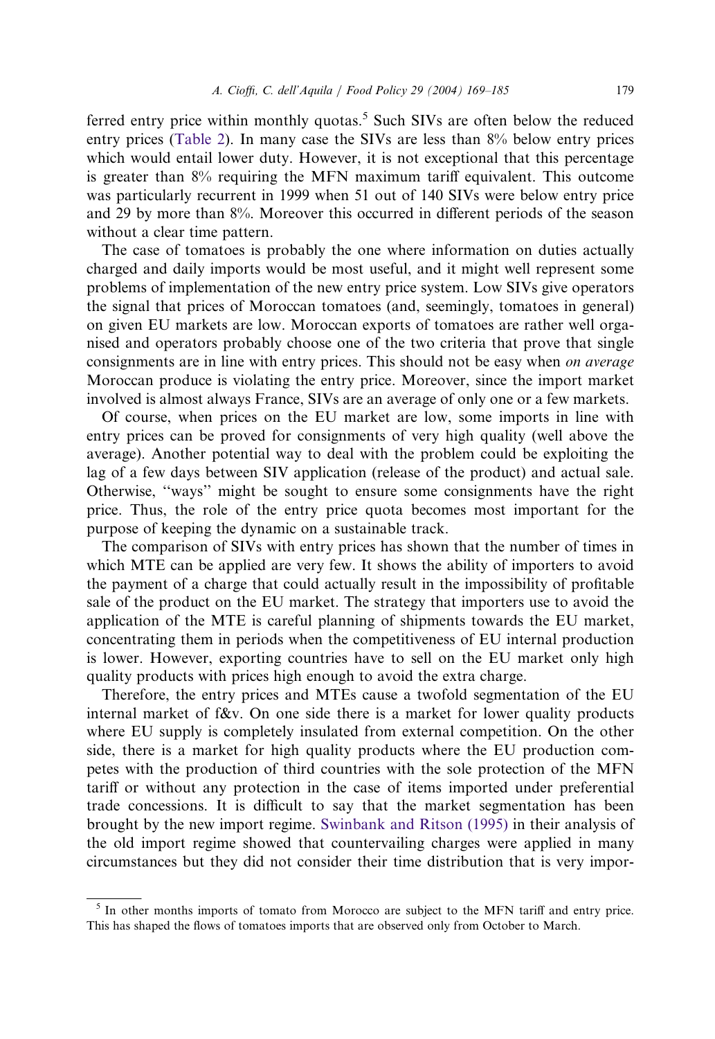ferred entry price within monthly quotas.[5] Such SIVs are often below the reduced entry prices (Table 2). In many case the SIVs are less than 8% below entry prices which would entail lower duty. However, it is not exceptional that this percentage is greater than 8% requiring the MFN maximum tariff equivalent. This outcome was particularly recurrent in 1999 when 51 out of 140 SIVs were below entry price and 29 by more than 8%. Moreover this occurred in different periods of the season without a clear time pattern.

The case of tomatoes is probably the one where information on duties actually charged and daily imports would be most useful, and it might well represent some problems of implementation of the new entry price system. Low SIVs give operators the signal that prices of Moroccan tomatoes (and, seemingly, tomatoes in general) on given EU markets are low. Moroccan exports of tomatoes are rather well organised and operators probably choose one of the two criteria that prove that single consignments are in line with entry prices. This should not be easy when *on average* Moroccan produce is violating the entry price. Moreover, since the import market involved is almost always France, SIVs are an average of only one or a few markets.

Of course, when prices on the EU market are low, some imports in line with entry prices can be proved for consignments of very high quality (well above the average). Another potential way to deal with the problem could be exploiting the lag of a few days between SIV application (release of the product) and actual sale. Otherwise, "ways" might be sought to ensure some consignments have the right price. Thus, the role of the entry price quota becomes most important for the purpose of keeping the dynamic on a sustainable track.

The comparison of SIVs with entry prices has shown that the number of times in which MTE can be applied are very few. It shows the ability of importers to avoid the payment of a charge that could actually result in the impossibility of profitable sale of the product on the EU market. The strategy that importers use to avoid the application of the MTE is careful planning of shipments towards the EU market, concentrating them in periods when the competitiveness of EU internal production is lower. However, exporting countries have to sell on the EU market only high quality products with prices high enough to avoid the extra charge.

Therefore, the entry prices and MTEs cause a twofold segmentation of the EU internal market of f&v. On one side there is a market for lower quality products where EU supply is completely insulated from external competition. On the other side, there is a market for high quality products where the EU production competes with the production of third countries with the sole protection of the MFN tariff or without any protection in the case of items imported under preferential trade concessions. It is difficult to say that the market segmentation has been brought by the new import regime. Swinbank and Ritson (1995) in their analysis of the old import regime showed that countervailing charges were applied in many circumstances but they did not consider their time distribution that is very impor-

[5] In other months imports of tomato from Morocco are subject to the MFN tariff and entry price. This has shaped the flows of tomatoes imports that are observed only from October to March.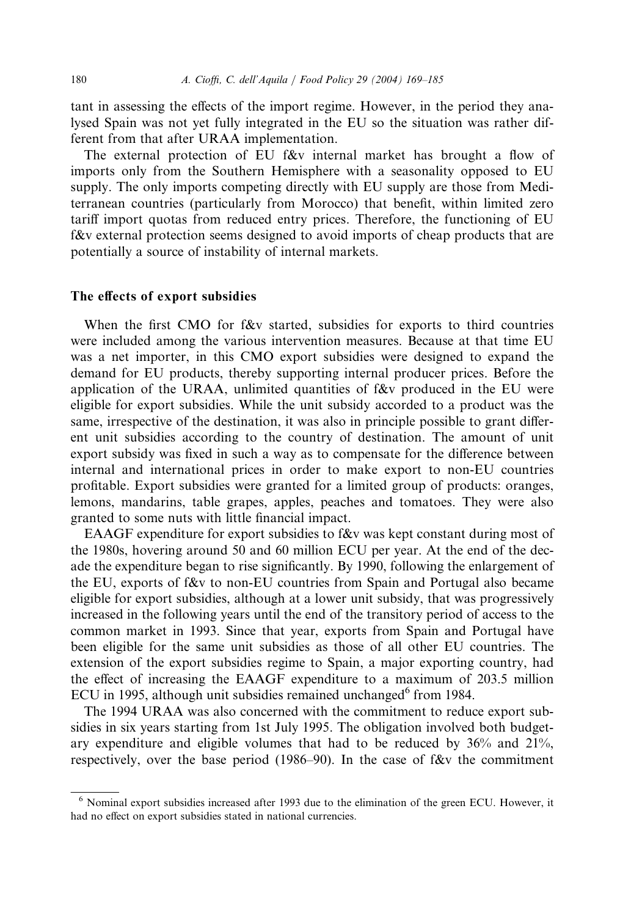tant in assessing the effects of the import regime. However, in the period they analysed Spain was not yet fully integrated in the EU so the situation was rather different from that after URAA implementation.

The external protection of EU f&v internal market has brought a flow of imports only from the Southern Hemisphere with a seasonality opposed to EU supply. The only imports competing directly with EU supply are those from Mediterranean countries (particularly from Morocco) that benefit, within limited zero tariff import quotas from reduced entry prices. Therefore, the functioning of EU f&v external protection seems designed to avoid imports of cheap products that are potentially a source of instability of internal markets.

## The effects of export subsidies

When the first CMO for f&v started, subsidies for exports to third countries were included among the various intervention measures. Because at that time EU was a net importer, in this CMO export subsidies were designed to expand the demand for EU products, thereby supporting internal producer prices. Before the application of the URAA, unlimited quantities of f&v produced in the EU were eligible for export subsidies. While the unit subsidy accorded to a product was the same, irrespective of the destination, it was also in principle possible to grant different unit subsidies according to the country of destination. The amount of unit export subsidy was fixed in such a way as to compensate for the difference between internal and international prices in order to make export to non-EU countries profitable. Export subsidies were granted for a limited group of products: oranges, lemons, mandarins, table grapes, apples, peaches and tomatoes. They were also granted to some nuts with little financial impact.

EAAGF expenditure for export subsidies to f&v was kept constant during most of the 1980s, hovering around 50 and 60 million ECU per year. At the end of the decade the expenditure began to rise significantly. By 1990, following the enlargement of the EU, exports of f&v to non-EU countries from Spain and Portugal also became eligible for export subsidies, although at a lower unit subsidy, that was progressively increased in the following years until the end of the transitory period of access to the common market in 1993. Since that year, exports from Spain and Portugal have been eligible for the same unit subsidies as those of all other EU countries. The extension of the export subsidies regime to Spain, a major exporting country, had the effect of increasing the EAAGF expenditure to a maximum of 203.5 million ECU in 1995, although unit subsidies remained unchanged[6] from 1984.

The 1994 URAA was also concerned with the commitment to reduce export subsidies in six years starting from 1st July 1995. The obligation involved both budgetary expenditure and eligible volumes that had to be reduced by 36% and 21%, respectively, over the base period (1986–90). In the case of f&v the commitment

[6] Nominal export subsidies increased after 1993 due to the elimination of the green ECU. However, it had no effect on export subsidies stated in national currencies.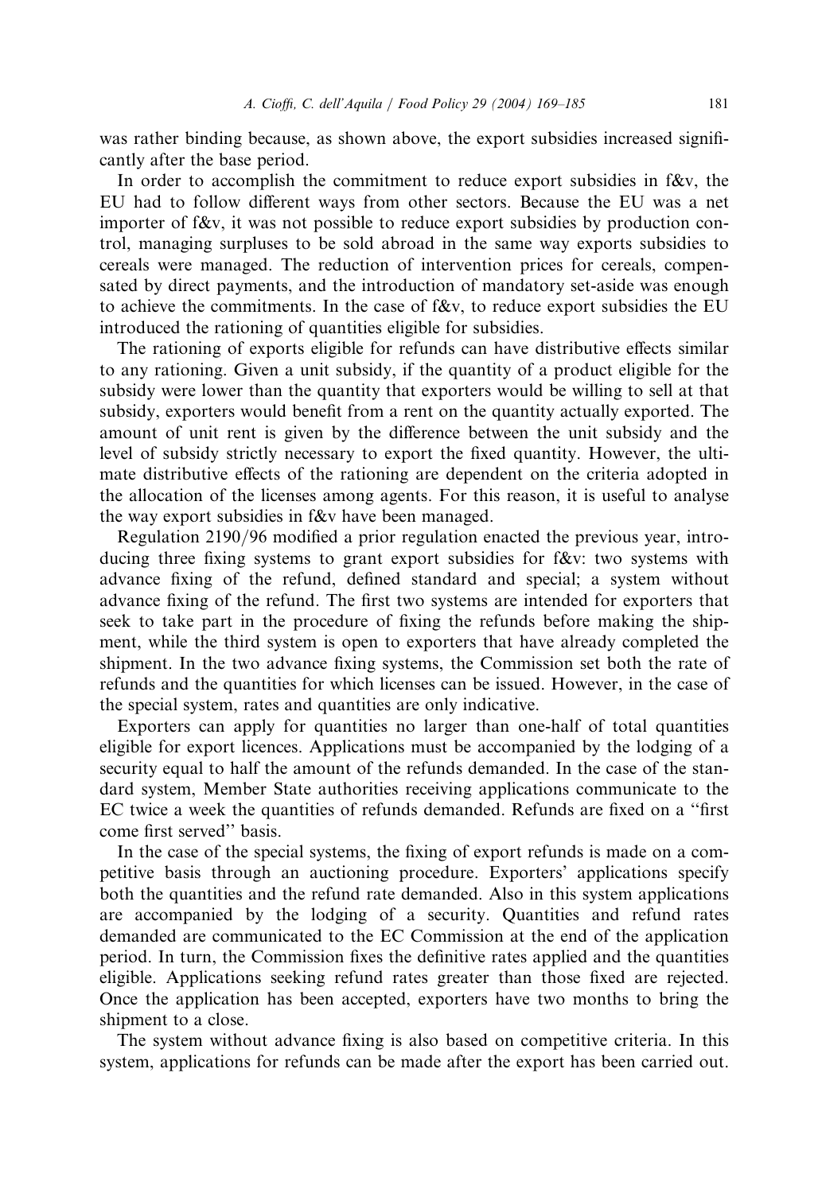was rather binding because, as shown above, the export subsidies increased significantly after the base period.

In order to accomplish the commitment to reduce export subsidies in f&v, the EU had to follow different ways from other sectors. Because the EU was a net importer of f&v, it was not possible to reduce export subsidies by production control, managing surpluses to be sold abroad in the same way exports subsidies to cereals were managed. The reduction of intervention prices for cereals, compensated by direct payments, and the introduction of mandatory set-aside was enough to achieve the commitments. In the case of f&v, to reduce export subsidies the EU introduced the rationing of quantities eligible for subsidies.

The rationing of exports eligible for refunds can have distributive effects similar to any rationing. Given a unit subsidy, if the quantity of a product eligible for the subsidy were lower than the quantity that exporters would be willing to sell at that subsidy, exporters would benefit from a rent on the quantity actually exported. The amount of unit rent is given by the difference between the unit subsidy and the level of subsidy strictly necessary to export the fixed quantity. However, the ultimate distributive effects of the rationing are dependent on the criteria adopted in the allocation of the licenses among agents. For this reason, it is useful to analyse the way export subsidies in f&v have been managed.

Regulation 2190/96 modified a prior regulation enacted the previous year, introducing three fixing systems to grant export subsidies for f&v: two systems with advance fixing of the refund, defined standard and special; a system without advance fixing of the refund. The first two systems are intended for exporters that seek to take part in the procedure of fixing the refunds before making the shipment, while the third system is open to exporters that have already completed the shipment. In the two advance fixing systems, the Commission set both the rate of refunds and the quantities for which licenses can be issued. However, in the case of the special system, rates and quantities are only indicative.

Exporters can apply for quantities no larger than one-half of total quantities eligible for export licences. Applications must be accompanied by the lodging of a security equal to half the amount of the refunds demanded. In the case of the standard system, Member State authorities receiving applications communicate to the EC twice a week the quantities of refunds demanded. Refunds are fixed on a "first come first served" basis.

In the case of the special systems, the fixing of export refunds is made on a competitive basis through an auctioning procedure. Exporters' applications specify both the quantities and the refund rate demanded. Also in this system applications are accompanied by the lodging of a security. Quantities and refund rates demanded are communicated to the EC Commission at the end of the application period. In turn, the Commission fixes the definitive rates applied and the quantities eligible. Applications seeking refund rates greater than those fixed are rejected. Once the application has been accepted, exporters have two months to bring the shipment to a close.

The system without advance fixing is also based on competitive criteria. In this system, applications for refunds can be made after the export has been carried out.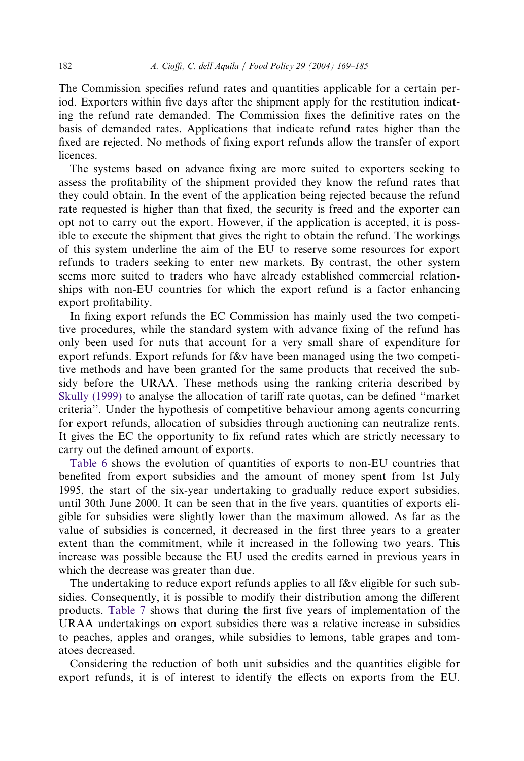The Commission specifies refund rates and quantities applicable for a certain period. Exporters within five days after the shipment apply for the restitution indicating the refund rate demanded. The Commission fixes the definitive rates on the basis of demanded rates. Applications that indicate refund rates higher than the fixed are rejected. No methods of fixing export refunds allow the transfer of export licences.

The systems based on advance fixing are more suited to exporters seeking to assess the profitability of the shipment provided they know the refund rates that they could obtain. In the event of the application being rejected because the refund rate requested is higher than that fixed, the security is freed and the exporter can opt not to carry out the export. However, if the application is accepted, it is possible to execute the shipment that gives the right to obtain the refund. The workings of this system underline the aim of the EU to reserve some resources for export refunds to traders seeking to enter new markets. By contrast, the other system seems more suited to traders who have already established commercial relationships with non-EU countries for which the export refund is a factor enhancing export profitability.

In fixing export refunds the EC Commission has mainly used the two competitive procedures, while the standard system with advance fixing of the refund has only been used for nuts that account for a very small share of expenditure for export refunds. Export refunds for f&v have been managed using the two competitive methods and have been granted for the same products that received the subsidy before the URAA. These methods using the ranking criteria described by Skully (1999) to analyse the allocation of tariff rate quotas, can be defined "market criteria". Under the hypothesis of competitive behaviour among agents concurring for export refunds, allocation of subsidies through auctioning can neutralize rents. It gives the EC the opportunity to fix refund rates which are strictly necessary to carry out the defined amount of exports.

Table 6 shows the evolution of quantities of exports to non-EU countries that benefited from export subsidies and the amount of money spent from 1st July 1995, the start of the six-year undertaking to gradually reduce export subsidies, until 30th June 2000. It can be seen that in the five years, quantities of exports eligible for subsidies were slightly lower than the maximum allowed. As far as the value of subsidies is concerned, it decreased in the first three years to a greater extent than the commitment, while it increased in the following two years. This increase was possible because the EU used the credits earned in previous years in which the decrease was greater than due.

The undertaking to reduce export refunds applies to all f&v eligible for such subsidies. Consequently, it is possible to modify their distribution among the different products. Table 7 shows that during the first five years of implementation of the URAA undertakings on export subsidies there was a relative increase in subsidies to peaches, apples and oranges, while subsidies to lemons, table grapes and tomatoes decreased.

Considering the reduction of both unit subsidies and the quantities eligible for export refunds, it is of interest to identify the effects on exports from the EU.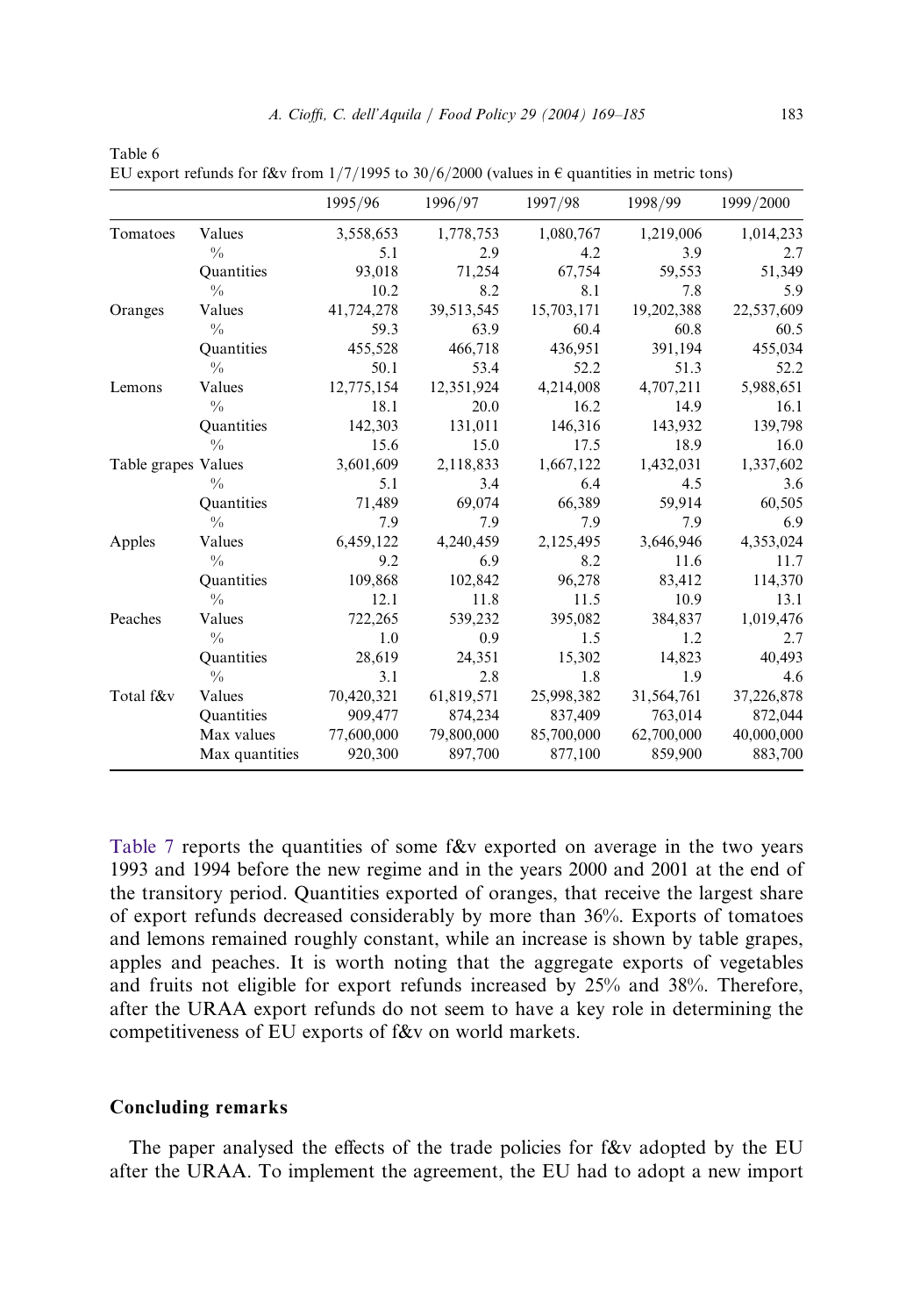Table 6
EU export refunds for f&v from 1/7/1995 to 30/6/2000 (values in € quantities in metric tons)

| | | 1995/96 | 1996/97 | 1997/98 | 1998/99 | 1999/2000 |
|---|---|---|---|---|---|---|
| Tomatoes | Values | 3,558,653 | 1,778,753 | 1,080,767 | 1,219,006 | 1,014,233 |
| | % | 5.1 | 2.9 | 4.2 | 3.9 | 2.7 |
| | Quantities | 93,018 | 71,254 | 67,754 | 59,553 | 51,349 |
| | % | 10.2 | 8.2 | 8.1 | 7.8 | 5.9 |
| Oranges | Values | 41,724,278 | 39,513,545 | 15,703,171 | 19,202,388 | 22,537,609 |
| | % | 59.3 | 63.9 | 60.4 | 60.8 | 60.5 |
| | Quantities | 455,528 | 466,718 | 436,951 | 391,194 | 455,034 |
| | % | 50.1 | 53.4 | 52.2 | 51.3 | 52.2 |
| Lemons | Values | 12,775,154 | 12,351,924 | 4,214,008 | 4,707,211 | 5,988,651 |
| | % | 18.1 | 20.0 | 16.2 | 14.9 | 16.1 |
| | Quantities | 142,303 | 131,011 | 146,316 | 143,932 | 139,798 |
| | % | 15.6 | 15.0 | 17.5 | 18.9 | 16.0 |
| Table grapes | Values | 3,601,609 | 2,118,833 | 1,667,122 | 1,432,031 | 1,337,602 |
| | % | 5.1 | 3.4 | 6.4 | 4.5 | 3.6 |
| | Quantities | 71,489 | 69,074 | 66,389 | 59,914 | 60,505 |
| | % | 7.9 | 7.9 | 7.9 | 7.9 | 6.9 |
| Apples | Values | 6,459,122 | 4,240,459 | 2,125,495 | 3,646,946 | 4,353,024 |
| | % | 9.2 | 6.9 | 8.2 | 11.6 | 11.7 |
| | Quantities | 109,868 | 102,842 | 96,278 | 83,412 | 114,370 |
| | % | 12.1 | 11.8 | 11.5 | 10.9 | 13.1 |
| Peaches | Values | 722,265 | 539,232 | 395,082 | 384,837 | 1,019,476 |
| | % | 1.0 | 0.9 | 1.5 | 1.2 | 2.7 |
| | Quantities | 28,619 | 24,351 | 15,302 | 14,823 | 40,493 |
| | % | 3.1 | 2.8 | 1.8 | 1.9 | 4.6 |
| Total f&v | Values | 70,420,321 | 61,819,571 | 25,998,382 | 31,564,761 | 37,226,878 |
| | Quantities | 909,477 | 874,234 | 837,409 | 763,014 | 872,044 |
| | Max values | 77,600,000 | 79,800,000 | 85,700,000 | 62,700,000 | 40,000,000 |
| | Max quantities | 920,300 | 897,700 | 877,100 | 859,900 | 883,700 |

Table 7 reports the quantities of some f&v exported on average in the two years 1993 and 1994 before the new regime and in the years 2000 and 2001 at the end of the transitory period. Quantities exported of oranges, that receive the largest share of export refunds decreased considerably by more than 36%. Exports of tomatoes and lemons remained roughly constant, while an increase is shown by table grapes, apples and peaches. It is worth noting that the aggregate exports of vegetables and fruits not eligible for export refunds increased by 25% and 38%. Therefore, after the URAA export refunds do not seem to have a key role in determining the competitiveness of EU exports of f&v on world markets.

## Concluding remarks

The paper analysed the effects of the trade policies for f&v adopted by the EU after the URAA. To implement the agreement, the EU had to adopt a new import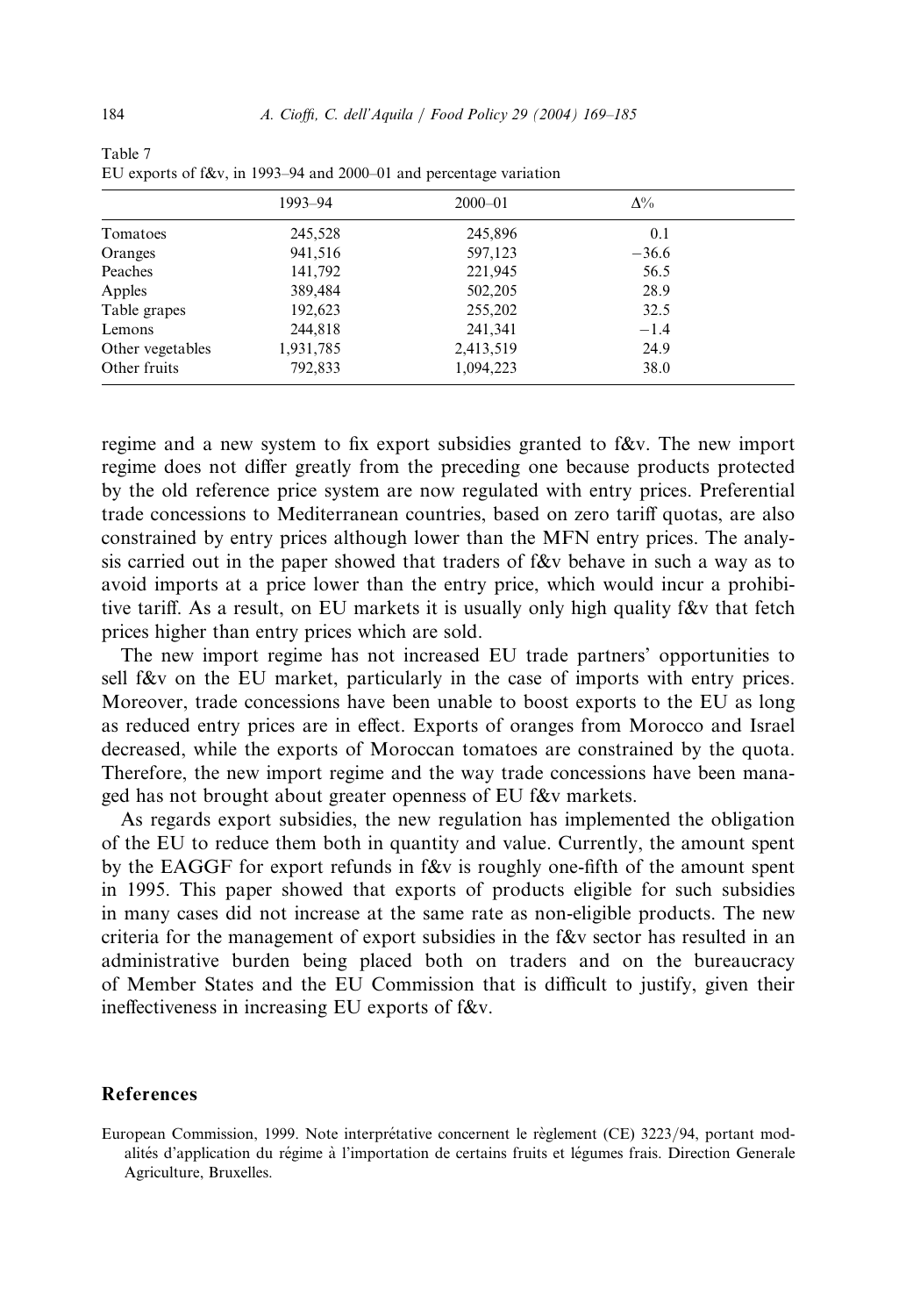Table 7
EU exports of f&v, in 1993–94 and 2000–01 and percentage variation

| | 1993–94 | 2000–01 | Δ% |
|---|---|---|---|
| Tomatoes | 245,528 | 245,896 | 0.1 |
| Oranges | 941,516 | 597,123 | −36.6 |
| Peaches | 141,792 | 221,945 | 56.5 |
| Apples | 389,484 | 502,205 | 28.9 |
| Table grapes | 192,623 | 255,202 | 32.5 |
| Lemons | 244,818 | 241,341 | −1.4 |
| Other vegetables | 1,931,785 | 2,413,519 | 24.9 |
| Other fruits | 792,833 | 1,094,223 | 38.0 |

regime and a new system to fix export subsidies granted to f&v. The new import regime does not differ greatly from the preceding one because products protected by the old reference price system are now regulated with entry prices. Preferential trade concessions to Mediterranean countries, based on zero tariff quotas, are also constrained by entry prices although lower than the MFN entry prices. The analysis carried out in the paper showed that traders of f&v behave in such a way as to avoid imports at a price lower than the entry price, which would incur a prohibitive tariff. As a result, on EU markets it is usually only high quality f&v that fetch prices higher than entry prices which are sold.

The new import regime has not increased EU trade partners' opportunities to sell f&v on the EU market, particularly in the case of imports with entry prices. Moreover, trade concessions have been unable to boost exports to the EU as long as reduced entry prices are in effect. Exports of oranges from Morocco and Israel decreased, while the exports of Moroccan tomatoes are constrained by the quota. Therefore, the new import regime and the way trade concessions have been managed has not brought about greater openness of EU f&v markets.

As regards export subsidies, the new regulation has implemented the obligation of the EU to reduce them both in quantity and value. Currently, the amount spent by the EAGGF for export refunds in f&v is roughly one-fifth of the amount spent in 1995. This paper showed that exports of products eligible for such subsidies in many cases did not increase at the same rate as non-eligible products. The new criteria for the management of export subsidies in the f&v sector has resulted in an administrative burden being placed both on traders and on the bureaucracy of Member States and the EU Commission that is difficult to justify, given their ineffectiveness in increasing EU exports of f&v.

## References

European Commission, 1999. Note interprétative concernent le règlement (CE) 3223/94, portant modalités d'application du régime à l'importation de certains fruits et légumes frais. Direction Generale Agriculture, Bruxelles.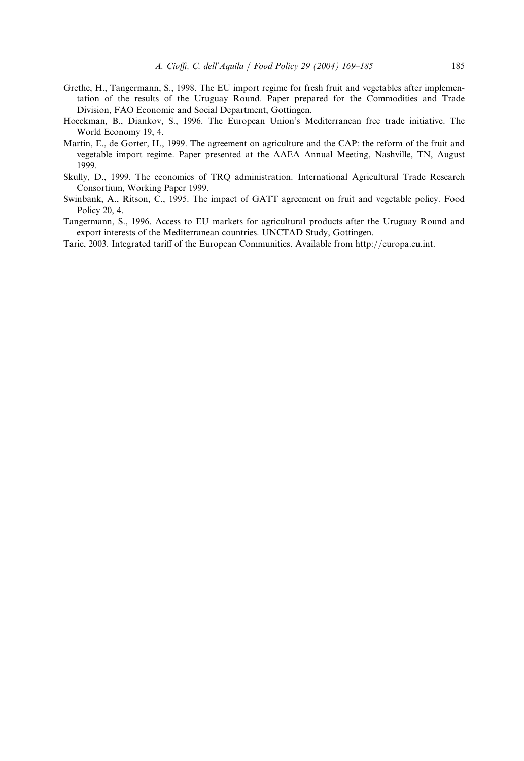Grethe, H., Tangermann, S., 1998. The EU import regime for fresh fruit and vegetables after implementation of the results of the Uruguay Round. Paper prepared for the Commodities and Trade Division, FAO Economic and Social Department, Gottingen.

Hoeckman, B., Diankov, S., 1996. The European Union's Mediterranean free trade initiative. The World Economy 19, 4.

Martin, E., de Gorter, H., 1999. The agreement on agriculture and the CAP: the reform of the fruit and vegetable import regime. Paper presented at the AAEA Annual Meeting, Nashville, TN, August 1999.

Skully, D., 1999. The economics of TRQ administration. International Agricultural Trade Research Consortium, Working Paper 1999.

Swinbank, A., Ritson, C., 1995. The impact of GATT agreement on fruit and vegetable policy. Food Policy 20, 4.

Tangermann, S., 1996. Access to EU markets for agricultural products after the Uruguay Round and export interests of the Mediterranean countries. UNCTAD Study, Gottingen.

Taric, 2003. Integrated tariff of the European Communities. Available from http://europa.eu.int.